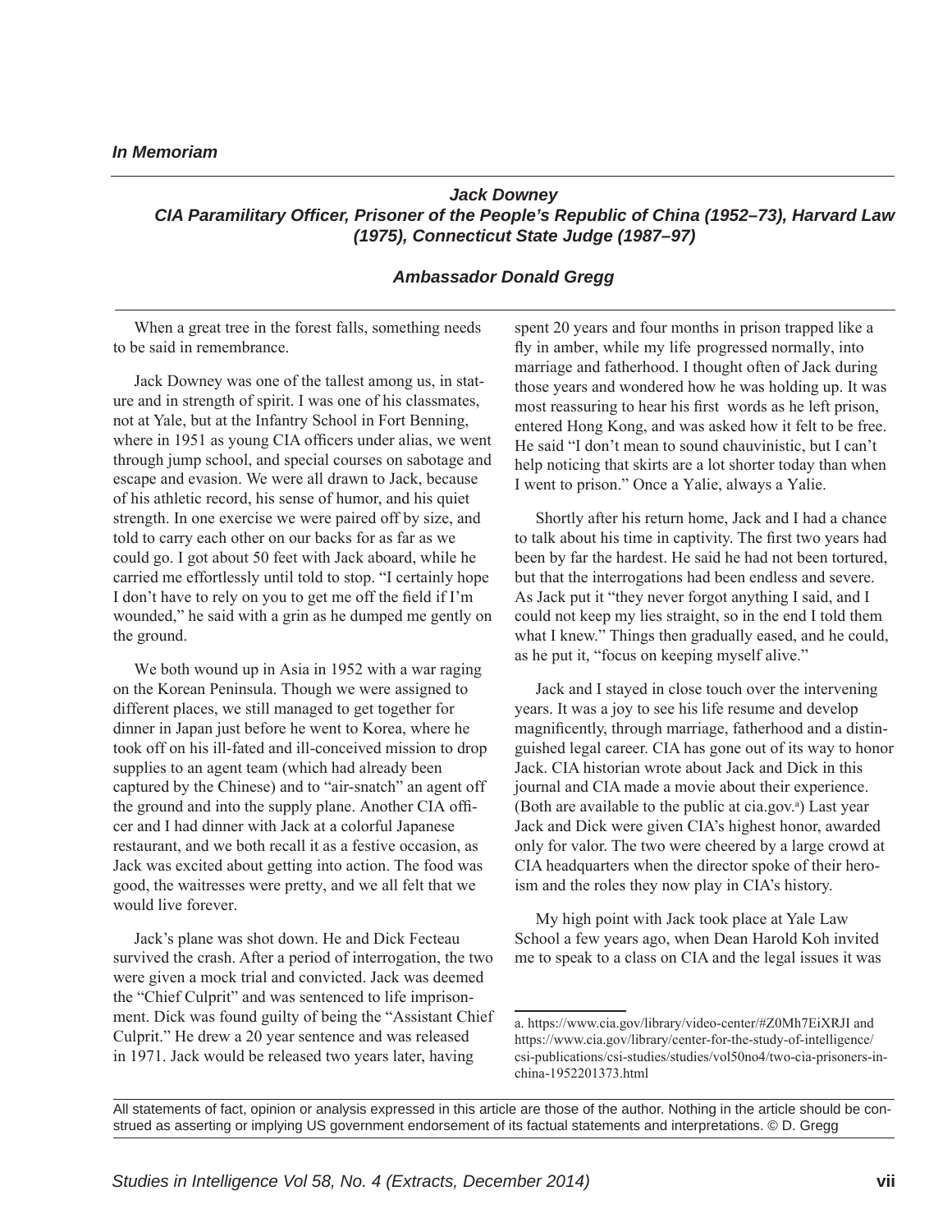*In Memoriam*

### *Jack Downey*
### *CIA Paramilitary Officer, Prisoner of the People's Republic of China (1952–73), Harvard Law (1975), Connecticut State Judge (1987–97)*

***Ambassador Donald Gregg***

When a great tree in the forest falls, something needs to be said in remembrance.

Jack Downey was one of the tallest among us, in stature and in strength of spirit. I was one of his classmates, not at Yale, but at the Infantry School in Fort Benning, where in 1951 as young CIA officers under alias, we went through jump school, and special courses on sabotage and escape and evasion. We were all drawn to Jack, because of his athletic record, his sense of humor, and his quiet strength. In one exercise we were paired off by size, and told to carry each other on our backs for as far as we could go. I got about 50 feet with Jack aboard, while he carried me effortlessly until told to stop. "I certainly hope I don't have to rely on you to get me off the field if I'm wounded," he said with a grin as he dumped me gently on the ground.

We both wound up in Asia in 1952 with a war raging on the Korean Peninsula. Though we were assigned to different places, we still managed to get together for dinner in Japan just before he went to Korea, where he took off on his ill-fated and ill-conceived mission to drop supplies to an agent team (which had already been captured by the Chinese) and to "air-snatch" an agent off the ground and into the supply plane. Another CIA officer and I had dinner with Jack at a colorful Japanese restaurant, and we both recall it as a festive occasion, as Jack was excited about getting into action. The food was good, the waitresses were pretty, and we all felt that we would live forever.

Jack's plane was shot down. He and Dick Fecteau survived the crash. After a period of interrogation, the two were given a mock trial and convicted. Jack was deemed the "Chief Culprit" and was sentenced to life imprisonment. Dick was found guilty of being the "Assistant Chief Culprit." He drew a 20 year sentence and was released in 1971. Jack would be released two years later, having spent 20 years and four months in prison trapped like a fly in amber, while my life progressed normally, into marriage and fatherhood. I thought often of Jack during those years and wondered how he was holding up. It was most reassuring to hear his first words as he left prison, entered Hong Kong, and was asked how it felt to be free. He said "I don't mean to sound chauvinistic, but I can't help noticing that skirts are a lot shorter today than when I went to prison." Once a Yalie, always a Yalie.

Shortly after his return home, Jack and I had a chance to talk about his time in captivity. The first two years had been by far the hardest. He said he had not been tortured, but that the interrogations had been endless and severe. As Jack put it "they never forgot anything I said, and I could not keep my lies straight, so in the end I told them what I knew." Things then gradually eased, and he could, as he put it, "focus on keeping myself alive."

Jack and I stayed in close touch over the intervening years. It was a joy to see his life resume and develop magnificently, through marriage, fatherhood and a distinguished legal career. CIA has gone out of its way to honor Jack. CIA historian wrote about Jack and Dick in this journal and CIA made a movie about their experience. (Both are available to the public at cia.gov.[a]) Last year Jack and Dick were given CIA's highest honor, awarded only for valor. The two were cheered by a large crowd at CIA headquarters when the director spoke of their heroism and the roles they now play in CIA's history.

My high point with Jack took place at Yale Law School a few years ago, when Dean Harold Koh invited me to speak to a class on CIA and the legal issues it was

a. https://www.cia.gov/library/video-center/#Z0Mh7EiXRJI and https://www.cia.gov/library/center-for-the-study-of-intelligence/csi-publications/csi-studies/studies/vol50no4/two-cia-prisoners-in-china-1952201373.html

All statements of fact, opinion or analysis expressed in this article are those of the author. Nothing in the article should be construed as asserting or implying US government endorsement of its factual statements and interpretations. © D. Gregg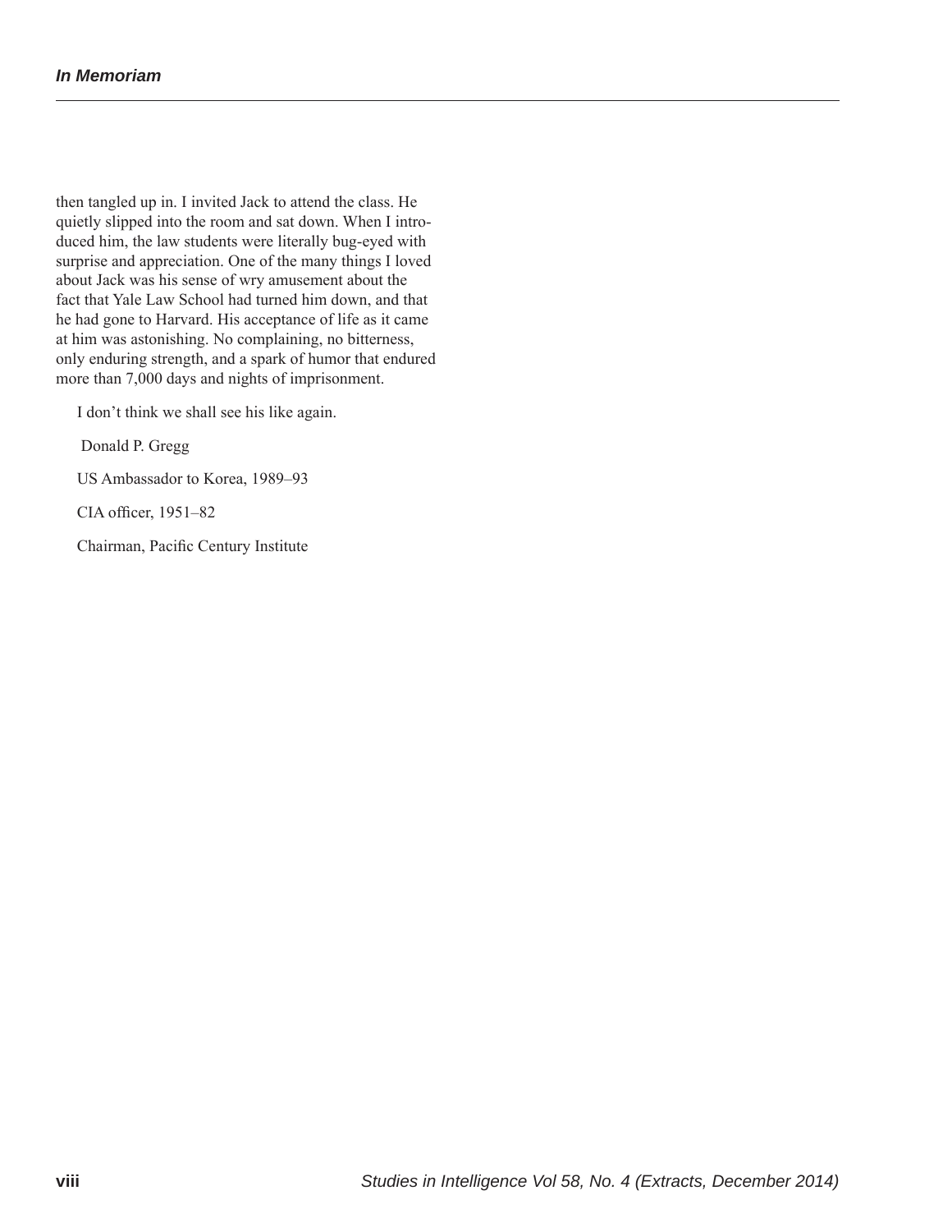then tangled up in. I invited Jack to attend the class. He quietly slipped into the room and sat down. When I introduced him, the law students were literally bug-eyed with surprise and appreciation. One of the many things I loved about Jack was his sense of wry amusement about the fact that Yale Law School had turned him down, and that he had gone to Harvard. His acceptance of life as it came at him was astonishing. No complaining, no bitterness, only enduring strength, and a spark of humor that endured more than 7,000 days and nights of imprisonment.

I don't think we shall see his like again.

Donald P. Gregg

US Ambassador to Korea, 1989–93

CIA officer, 1951–82

Chairman, Pacific Century Institute